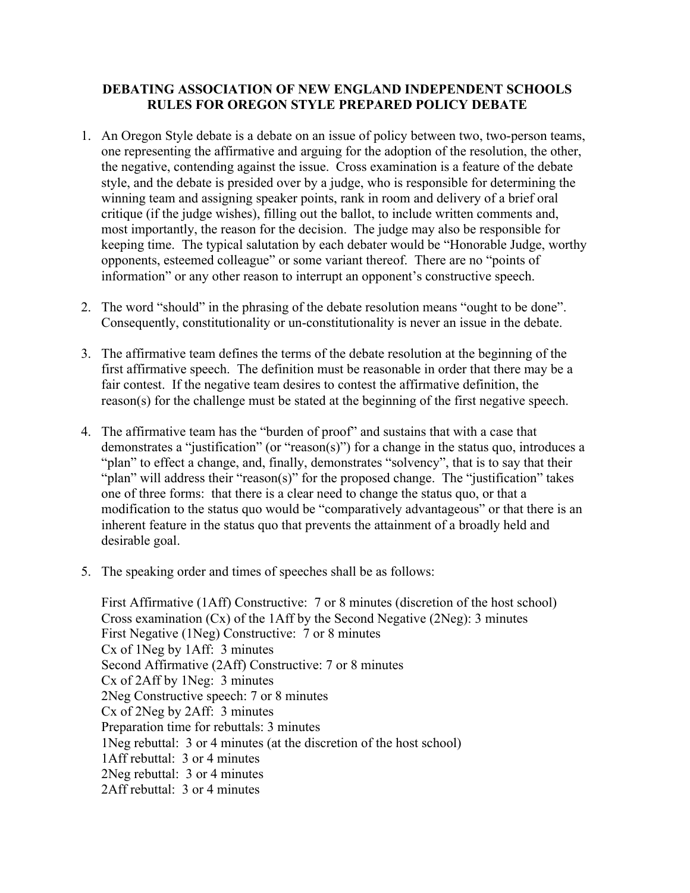# DEBATING ASSOCIATION OF NEW ENGLAND INDEPENDENT SCHOOLS RULES FOR OREGON STYLE PREPARED POLICY DEBATE

1. An Oregon Style debate is a debate on an issue of policy between two, two-person teams, one representing the affirmative and arguing for the adoption of the resolution, the other, the negative, contending against the issue. Cross examination is a feature of the debate style, and the debate is presided over by a judge, who is responsible for determining the winning team and assigning speaker points, rank in room and delivery of a brief oral critique (if the judge wishes), filling out the ballot, to include written comments and, most importantly, the reason for the decision. The judge may also be responsible for keeping time. The typical salutation by each debater would be "Honorable Judge, worthy opponents, esteemed colleague" or some variant thereof. There are no "points of information" or any other reason to interrupt an opponent's constructive speech.

2. The word "should" in the phrasing of the debate resolution means "ought to be done". Consequently, constitutionality or un-constitutionality is never an issue in the debate.

3. The affirmative team defines the terms of the debate resolution at the beginning of the first affirmative speech. The definition must be reasonable in order that there may be a fair contest. If the negative team desires to contest the affirmative definition, the reason(s) for the challenge must be stated at the beginning of the first negative speech.

4. The affirmative team has the "burden of proof" and sustains that with a case that demonstrates a "justification" (or "reason(s)") for a change in the status quo, introduces a "plan" to effect a change, and, finally, demonstrates "solvency", that is to say that their "plan" will address their "reason(s)" for the proposed change. The "justification" takes one of three forms: that there is a clear need to change the status quo, or that a modification to the status quo would be "comparatively advantageous" or that there is an inherent feature in the status quo that prevents the attainment of a broadly held and desirable goal.

5. The speaking order and times of speeches shall be as follows:

   First Affirmative (1Aff) Constructive: 7 or 8 minutes (discretion of the host school)
   Cross examination (Cx) of the 1Aff by the Second Negative (2Neg): 3 minutes
   First Negative (1Neg) Constructive: 7 or 8 minutes
   Cx of 1Neg by 1Aff: 3 minutes
   Second Affirmative (2Aff) Constructive: 7 or 8 minutes
   Cx of 2Aff by 1Neg: 3 minutes
   2Neg Constructive speech: 7 or 8 minutes
   Cx of 2Neg by 2Aff: 3 minutes
   Preparation time for rebuttals: 3 minutes
   1Neg rebuttal: 3 or 4 minutes (at the discretion of the host school)
   1Aff rebuttal: 3 or 4 minutes
   2Neg rebuttal: 3 or 4 minutes
   2Aff rebuttal: 3 or 4 minutes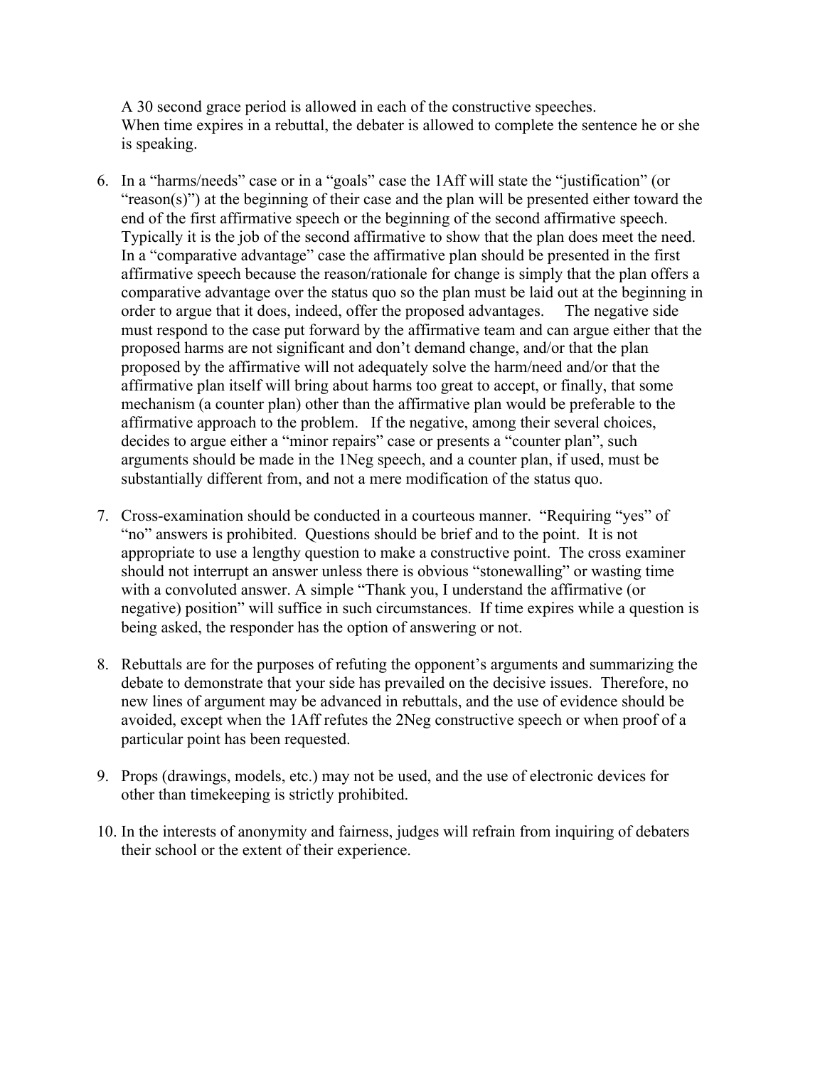A 30 second grace period is allowed in each of the constructive speeches.
When time expires in a rebuttal, the debater is allowed to complete the sentence he or she is speaking.

6. In a "harms/needs" case or in a "goals" case the 1Aff will state the "justification" (or "reason(s)") at the beginning of their case and the plan will be presented either toward the end of the first affirmative speech or the beginning of the second affirmative speech. Typically it is the job of the second affirmative to show that the plan does meet the need. In a "comparative advantage" case the affirmative plan should be presented in the first affirmative speech because the reason/rationale for change is simply that the plan offers a comparative advantage over the status quo so the plan must be laid out at the beginning in order to argue that it does, indeed, offer the proposed advantages. The negative side must respond to the case put forward by the affirmative team and can argue either that the proposed harms are not significant and don't demand change, and/or that the plan proposed by the affirmative will not adequately solve the harm/need and/or that the affirmative plan itself will bring about harms too great to accept, or finally, that some mechanism (a counter plan) other than the affirmative plan would be preferable to the affirmative approach to the problem. If the negative, among their several choices, decides to argue either a "minor repairs" case or presents a "counter plan", such arguments should be made in the 1Neg speech, and a counter plan, if used, must be substantially different from, and not a mere modification of the status quo.

7. Cross-examination should be conducted in a courteous manner. "Requiring "yes" of "no" answers is prohibited. Questions should be brief and to the point. It is not appropriate to use a lengthy question to make a constructive point. The cross examiner should not interrupt an answer unless there is obvious "stonewalling" or wasting time with a convoluted answer. A simple "Thank you, I understand the affirmative (or negative) position" will suffice in such circumstances. If time expires while a question is being asked, the responder has the option of answering or not.

8. Rebuttals are for the purposes of refuting the opponent's arguments and summarizing the debate to demonstrate that your side has prevailed on the decisive issues. Therefore, no new lines of argument may be advanced in rebuttals, and the use of evidence should be avoided, except when the 1Aff refutes the 2Neg constructive speech or when proof of a particular point has been requested.

9. Props (drawings, models, etc.) may not be used, and the use of electronic devices for other than timekeeping is strictly prohibited.

10. In the interests of anonymity and fairness, judges will refrain from inquiring of debaters their school or the extent of their experience.